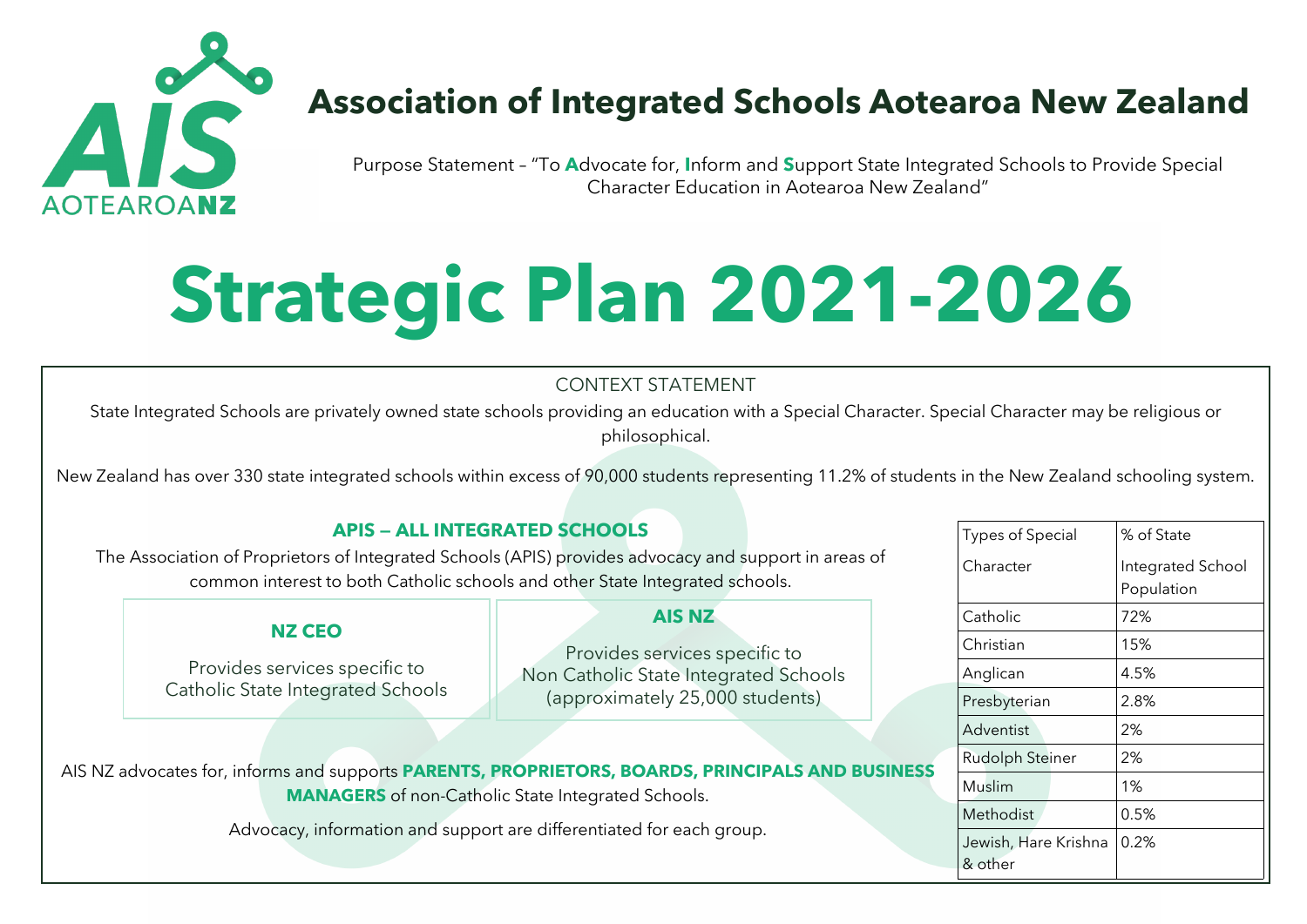AIS AOTEAROANZ

# Association of Integrated Schools Aotearoa New Zealand

Purpose Statement – "To **A**dvocate for, **I**nform and **S**upport State Integrated Schools to Provide Special Character Education in Aotearoa New Zealand"

# Strategic Plan 2021-2026

## CONTEXT STATEMENT

State Integrated Schools are privately owned state schools providing an education with a Special Character. Special Character may be religious or philosophical.

New Zealand has over 330 state integrated schools within excess of 90,000 students representing 11.2% of students in the New Zealand schooling system.

### APIS – ALL INTEGRATED SCHOOLS

The Association of Proprietors of Integrated Schools (APIS) provides advocacy and support in areas of common interest to both Catholic schools and other State Integrated schools.

**NZ CEO**

Provides services specific to Catholic State Integrated Schools

**AIS NZ**

Provides services specific to Non Catholic State Integrated Schools (approximately 25,000 students)

AIS NZ advocates for, informs and supports **PARENTS, PROPRIETORS, BOARDS, PRINCIPALS AND BUSINESS MANAGERS** of non-Catholic State Integrated Schools.

Advocacy, information and support are differentiated for each group.

| Types of Special Character | % of State Integrated School Population |
|---|---|
| Catholic | 72% |
| Christian | 15% |
| Anglican | 4.5% |
| Presbyterian | 2.8% |
| Adventist | 2% |
| Rudolph Steiner | 2% |
| Muslim | 1% |
| Methodist | 0.5% |
| Jewish, Hare Krishna & other | 0.2% |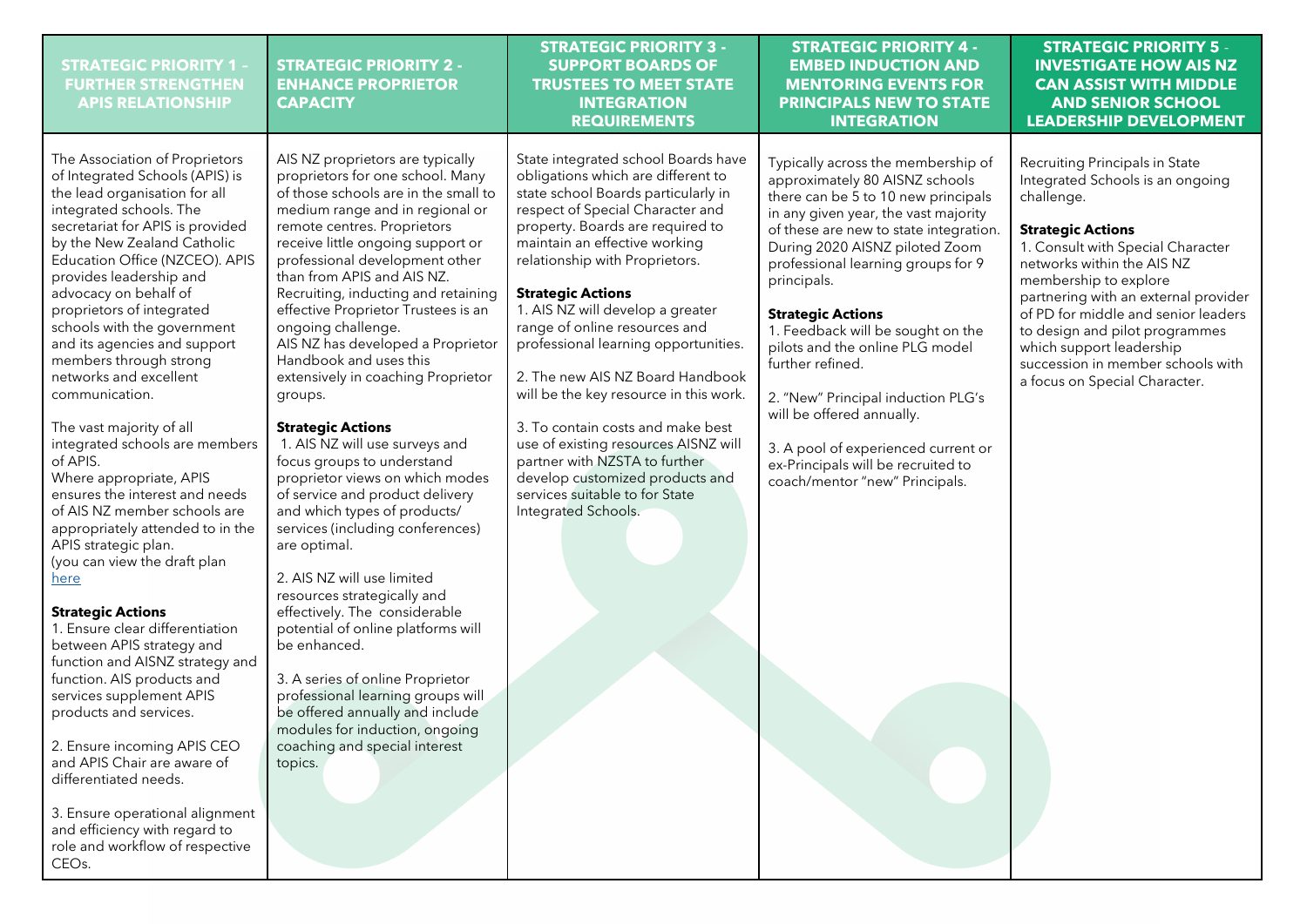## STRATEGIC PRIORITY 1 – FURTHER STRENGTHEN APIS RELATIONSHIP

The Association of Proprietors of Integrated Schools (APIS) is the lead organisation for all integrated schools. The secretariat for APIS is provided by the New Zealand Catholic Education Office (NZCEO). APIS provides leadership and advocacy on behalf of proprietors of integrated schools with the government and its agencies and support members through strong networks and excellent communication.

The vast majority of all integrated schools are members of APIS.
Where appropriate, APIS ensures the interest and needs of AIS NZ member schools are appropriately attended to in the APIS strategic plan.
(you can view the draft plan [here](here)

**Strategic Actions**

1. Ensure clear differentiation between APIS strategy and function and AISNZ strategy and function. AIS products and services supplement APIS products and services.

2. Ensure incoming APIS CEO and APIS Chair are aware of differentiated needs.

3. Ensure operational alignment and efficiency with regard to role and workflow of respective CEOs.

## STRATEGIC PRIORITY 2 - ENHANCE PROPRIETOR CAPACITY

AIS NZ proprietors are typically proprietors for one school. Many of those schools are in the small to medium range and in regional or remote centres. Proprietors receive little ongoing support or professional development other than from APIS and AIS NZ.
Recruiting, inducting and retaining effective Proprietor Trustees is an ongoing challenge.
AIS NZ has developed a Proprietor Handbook and uses this extensively in coaching Proprietor groups.

**Strategic Actions**

1. AIS NZ will use surveys and focus groups to understand proprietor views on which modes of service and product delivery and which types of products/ services (including conferences) are optimal.

2. AIS NZ will use limited resources strategically and effectively. The considerable potential of online platforms will be enhanced.

3. A series of online Proprietor professional learning groups will be offered annually and include modules for induction, ongoing coaching and special interest topics.

## STRATEGIC PRIORITY 3 - SUPPORT BOARDS OF TRUSTEES TO MEET STATE INTEGRATION REQUIREMENTS

State integrated school Boards have obligations which are different to state school Boards particularly in respect of Special Character and property. Boards are required to maintain an effective working relationship with Proprietors.

**Strategic Actions**

1. AIS NZ will develop a greater range of online resources and professional learning opportunities.

2. The new AIS NZ Board Handbook will be the key resource in this work.

3. To contain costs and make best use of existing resources AISNZ will partner with NZSTA to further develop customized products and services suitable to for State Integrated Schools.

## STRATEGIC PRIORITY 4 - EMBED INDUCTION AND MENTORING EVENTS FOR PRINCIPALS NEW TO STATE INTEGRATION

Typically across the membership of approximately 80 AISNZ schools there can be 5 to 10 new principals in any given year, the vast majority of these are new to state integration. During 2020 AISNZ piloted Zoom professional learning groups for 9 principals.

**Strategic Actions**

1. Feedback will be sought on the pilots and the online PLG model further refined.

2. "New" Principal induction PLG's will be offered annually.

3. A pool of experienced current or ex-Principals will be recruited to coach/mentor "new" Principals.

## STRATEGIC PRIORITY 5 - INVESTIGATE HOW AIS NZ CAN ASSIST WITH MIDDLE AND SENIOR SCHOOL LEADERSHIP DEVELOPMENT

Recruiting Principals in State Integrated Schools is an ongoing challenge.

**Strategic Actions**

1. Consult with Special Character networks within the AIS NZ membership to explore partnering with an external provider of PD for middle and senior leaders to design and pilot programmes which support leadership succession in member schools with a focus on Special Character.